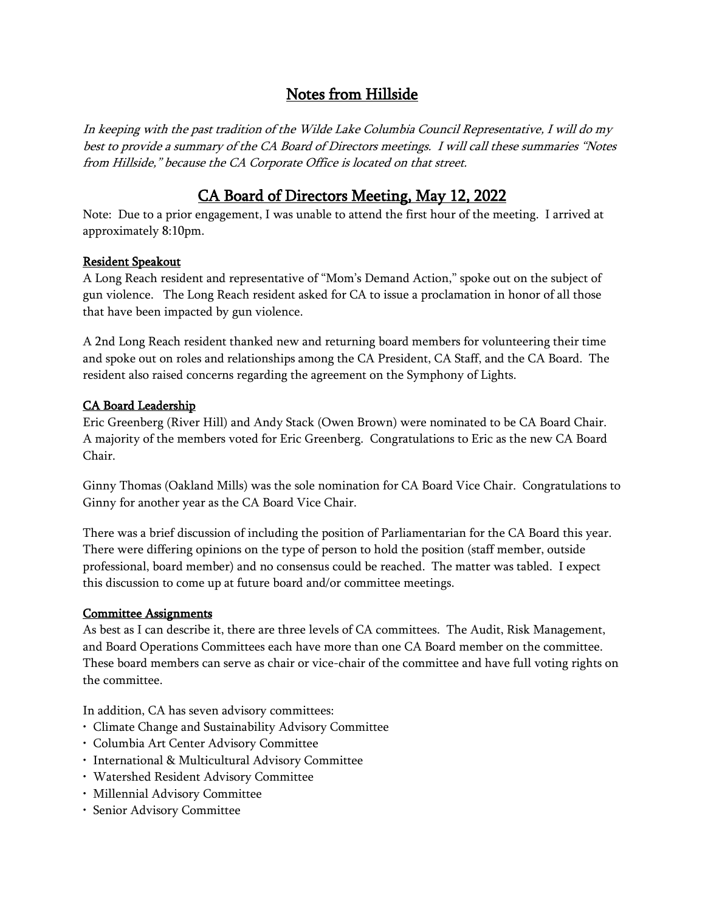# Notes from Hillside

*In keeping with the past tradition of the Wilde Lake Columbia Council Representative, I will do my best to provide a summary of the CA Board of Directors meetings. I will call these summaries "Notes from Hillside," because the CA Corporate Office is located on that street.*

## CA Board of Directors Meeting, May 12, 2022

Note: Due to a prior engagement, I was unable to attend the first hour of the meeting. I arrived at approximately 8:10pm.

### Resident Speakout

A Long Reach resident and representative of "Mom's Demand Action," spoke out on the subject of gun violence. The Long Reach resident asked for CA to issue a proclamation in honor of all those that have been impacted by gun violence.

A 2nd Long Reach resident thanked new and returning board members for volunteering their time and spoke out on roles and relationships among the CA President, CA Staff, and the CA Board. The resident also raised concerns regarding the agreement on the Symphony of Lights.

### CA Board Leadership

Eric Greenberg (River Hill) and Andy Stack (Owen Brown) were nominated to be CA Board Chair. A majority of the members voted for Eric Greenberg. Congratulations to Eric as the new CA Board Chair.

Ginny Thomas (Oakland Mills) was the sole nomination for CA Board Vice Chair. Congratulations to Ginny for another year as the CA Board Vice Chair.

There was a brief discussion of including the position of Parliamentarian for the CA Board this year. There were differing opinions on the type of person to hold the position (staff member, outside professional, board member) and no consensus could be reached. The matter was tabled. I expect this discussion to come up at future board and/or committee meetings.

### Committee Assignments

As best as I can describe it, there are three levels of CA committees. The Audit, Risk Management, and Board Operations Committees each have more than one CA Board member on the committee. These board members can serve as chair or vice-chair of the committee and have full voting rights on the committee.

In addition, CA has seven advisory committees:

- Climate Change and Sustainability Advisory Committee
- Columbia Art Center Advisory Committee
- International & Multicultural Advisory Committee
- Watershed Resident Advisory Committee
- Millennial Advisory Committee
- Senior Advisory Committee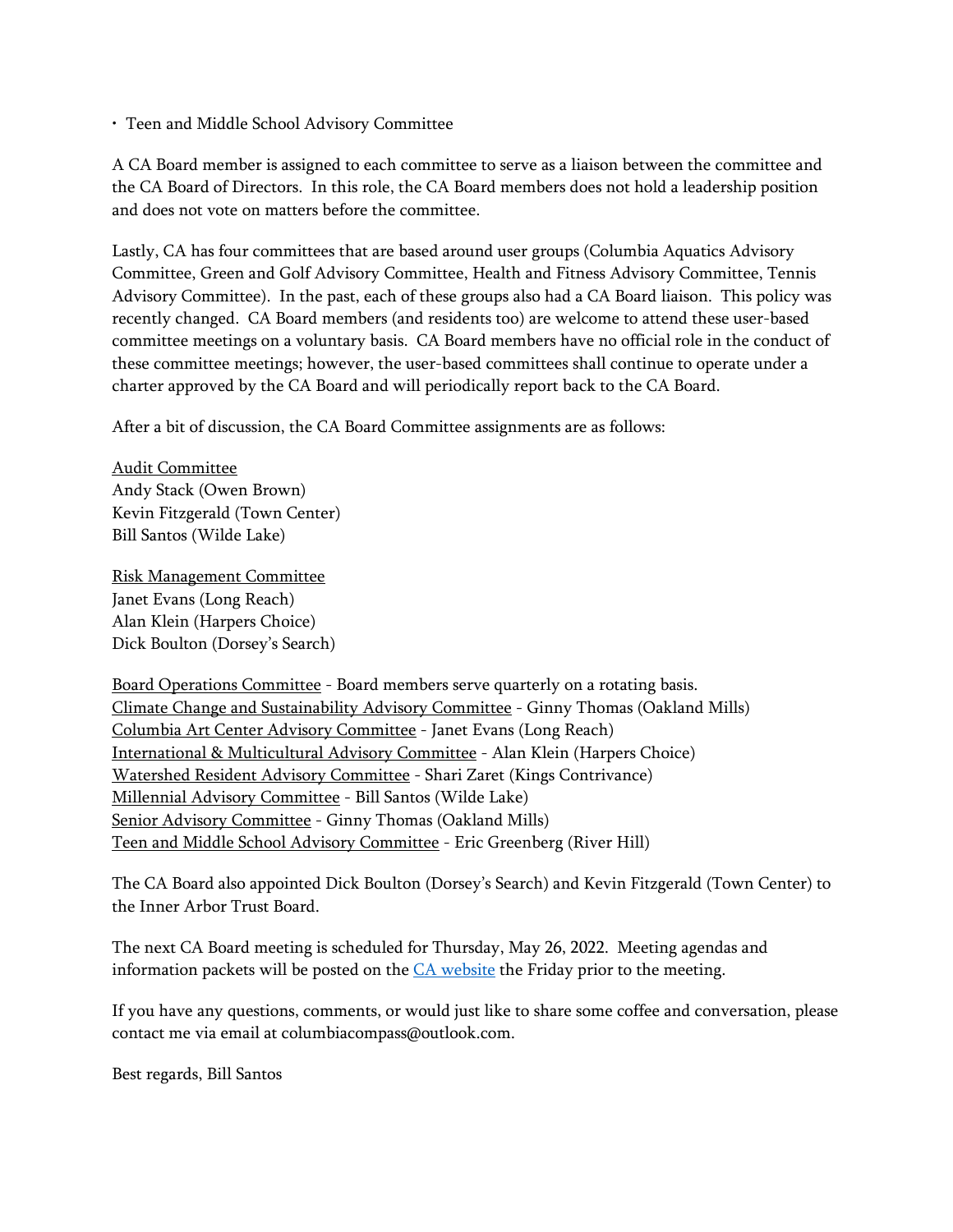- Teen and Middle School Advisory Committee

A CA Board member is assigned to each committee to serve as a liaison between the committee and the CA Board of Directors. In this role, the CA Board members does not hold a leadership position and does not vote on matters before the committee.

Lastly, CA has four committees that are based around user groups (Columbia Aquatics Advisory Committee, Green and Golf Advisory Committee, Health and Fitness Advisory Committee, Tennis Advisory Committee). In the past, each of these groups also had a CA Board liaison. This policy was recently changed. CA Board members (and residents too) are welcome to attend these user-based committee meetings on a voluntary basis. CA Board members have no official role in the conduct of these committee meetings; however, the user-based committees shall continue to operate under a charter approved by the CA Board and will periodically report back to the CA Board.

After a bit of discussion, the CA Board Committee assignments are as follows:

<u>Audit Committee</u>
Andy Stack (Owen Brown)
Kevin Fitzgerald (Town Center)
Bill Santos (Wilde Lake)

<u>Risk Management Committee</u>
Janet Evans (Long Reach)
Alan Klein (Harpers Choice)
Dick Boulton (Dorsey's Search)

<u>Board Operations Committee</u> - Board members serve quarterly on a rotating basis.
<u>Climate Change and Sustainability Advisory Committee</u> - Ginny Thomas (Oakland Mills)
<u>Columbia Art Center Advisory Committee</u> - Janet Evans (Long Reach)
<u>International & Multicultural Advisory Committee</u> - Alan Klein (Harpers Choice)
<u>Watershed Resident Advisory Committee</u> - Shari Zaret (Kings Contrivance)
<u>Millennial Advisory Committee</u> - Bill Santos (Wilde Lake)
<u>Senior Advisory Committee</u> - Ginny Thomas (Oakland Mills)
<u>Teen and Middle School Advisory Committee</u> - Eric Greenberg (River Hill)

The CA Board also appointed Dick Boulton (Dorsey's Search) and Kevin Fitzgerald (Town Center) to the Inner Arbor Trust Board.

The next CA Board meeting is scheduled for Thursday, May 26, 2022. Meeting agendas and information packets will be posted on the [CA website] the Friday prior to the meeting.

If you have any questions, comments, or would just like to share some coffee and conversation, please contact me via email at columbiacompass@outlook.com.

Best regards, Bill Santos